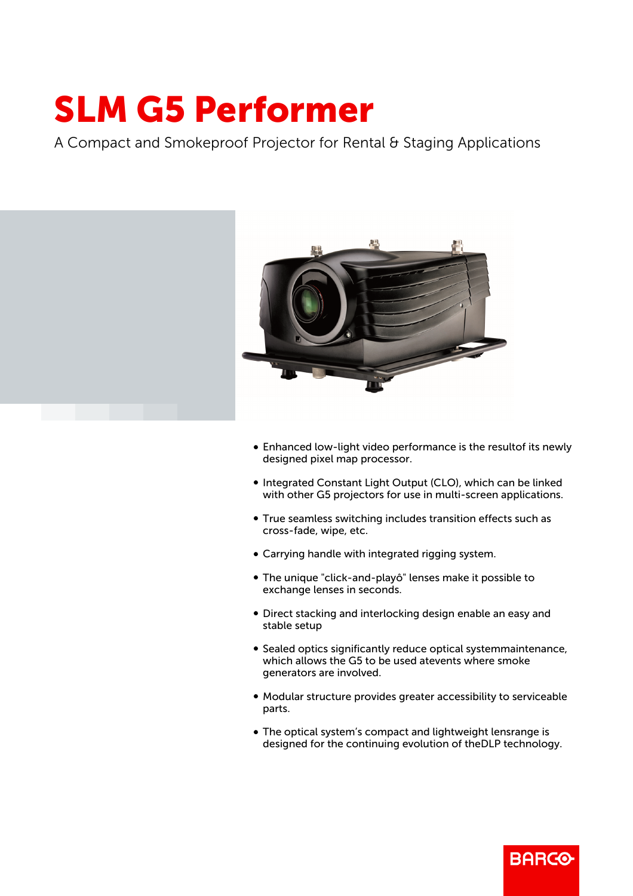# SLM G5 Performer

A Compact and Smokeproof Projector for Rental & Staging Applications

- Enhanced low-light video performance is the resultof its newly designed pixel map processor.
- Integrated Constant Light Output (CLO), which can be linked with other G5 projectors for use in multi-screen applications.
- True seamless switching includes transition effects such as cross-fade, wipe, etc.
- Carrying handle with integrated rigging system.
- The unique "click-and-playô" lenses make it possible to exchange lenses in seconds.
- Direct stacking and interlocking design enable an easy and stable setup
- Sealed optics significantly reduce optical systemmaintenance, which allows the G5 to be used atevents where smoke generators are involved.
- Modular structure provides greater accessibility to serviceable parts.
- The optical system's compact and lightweight lensrange is designed for the continuing evolution of theDLP technology.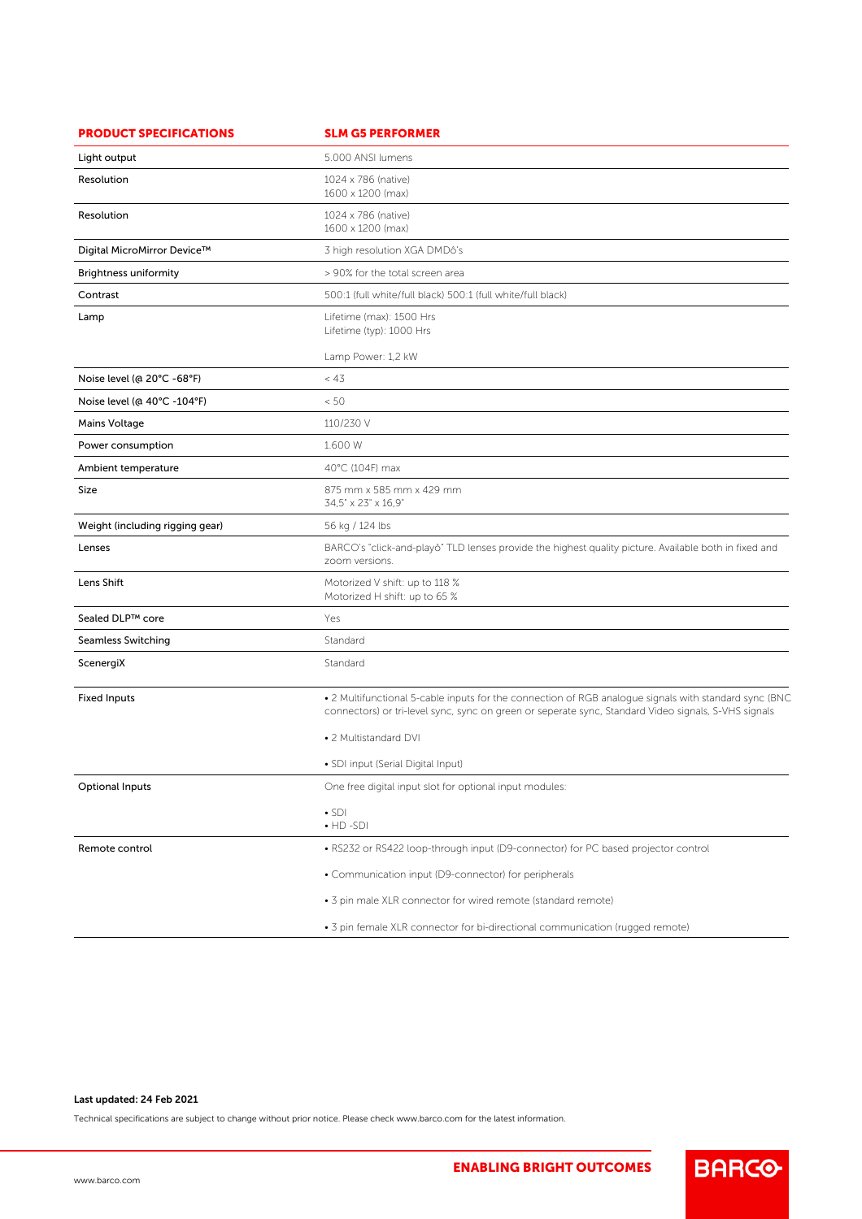| PRODUCT SPECIFICATIONS | SLM G5 PERFORMER |
|---|---|
| Light output | 5.000 ANSI lumens |
| Resolution | 1024 x 786 (native)<br>1600 x 1200 (max) |
| Resolution | 1024 x 786 (native)<br>1600 x 1200 (max) |
| Digital MicroMirror Device™ | 3 high resolution XGA DMDõ's |
| Brightness uniformity | > 90% for the total screen area |
| Contrast | 500:1 (full white/full black) 500:1 (full white/full black) |
| Lamp | Lifetime (max): 1500 Hrs<br>Lifetime (typ): 1000 Hrs<br><br>Lamp Power: 1,2 kW |
| Noise level (@ 20°C -68°F) | < 43 |
| Noise level (@ 40°C -104°F) | < 50 |
| Mains Voltage | 110/230 V |
| Power consumption | 1.600 W |
| Ambient temperature | 40°C (104F) max |
| Size | 875 mm x 585 mm x 429 mm<br>34,5" x 23" x 16,9" |
| Weight (including rigging gear) | 56 kg / 124 lbs |
| Lenses | BARCO's "click-and-playõ" TLD lenses provide the highest quality picture. Available both in fixed and zoom versions. |
| Lens Shift | Motorized V shift: up to 118 %<br>Motorized H shift: up to 65 % |
| Sealed DLP™ core | Yes |
| Seamless Switching | Standard |
| ScenergiX | Standard |
| Fixed Inputs | • 2 Multifunctional 5-cable inputs for the connection of RGB analogue signals with standard sync (BNC connectors) or tri-level sync, sync on green or seperate sync, Standard Video signals, S-VHS signals<br><br>• 2 Multistandard DVI<br><br>• SDI input (Serial Digital Input) |
| Optional Inputs | One free digital input slot for optional input modules:<br><br>• SDI<br>• HD -SDI |
| Remote control | • RS232 or RS422 loop-through input (D9-connector) for PC based projector control<br><br>• Communication input (D9-connector) for peripherals<br><br>• 3 pin male XLR connector for wired remote (standard remote)<br><br>• 3 pin female XLR connector for bi-directional communication (rugged remote) |

**Last updated: 24 Feb 2021**

Technical specifications are subject to change without prior notice. Please check www.barco.com for the latest information.